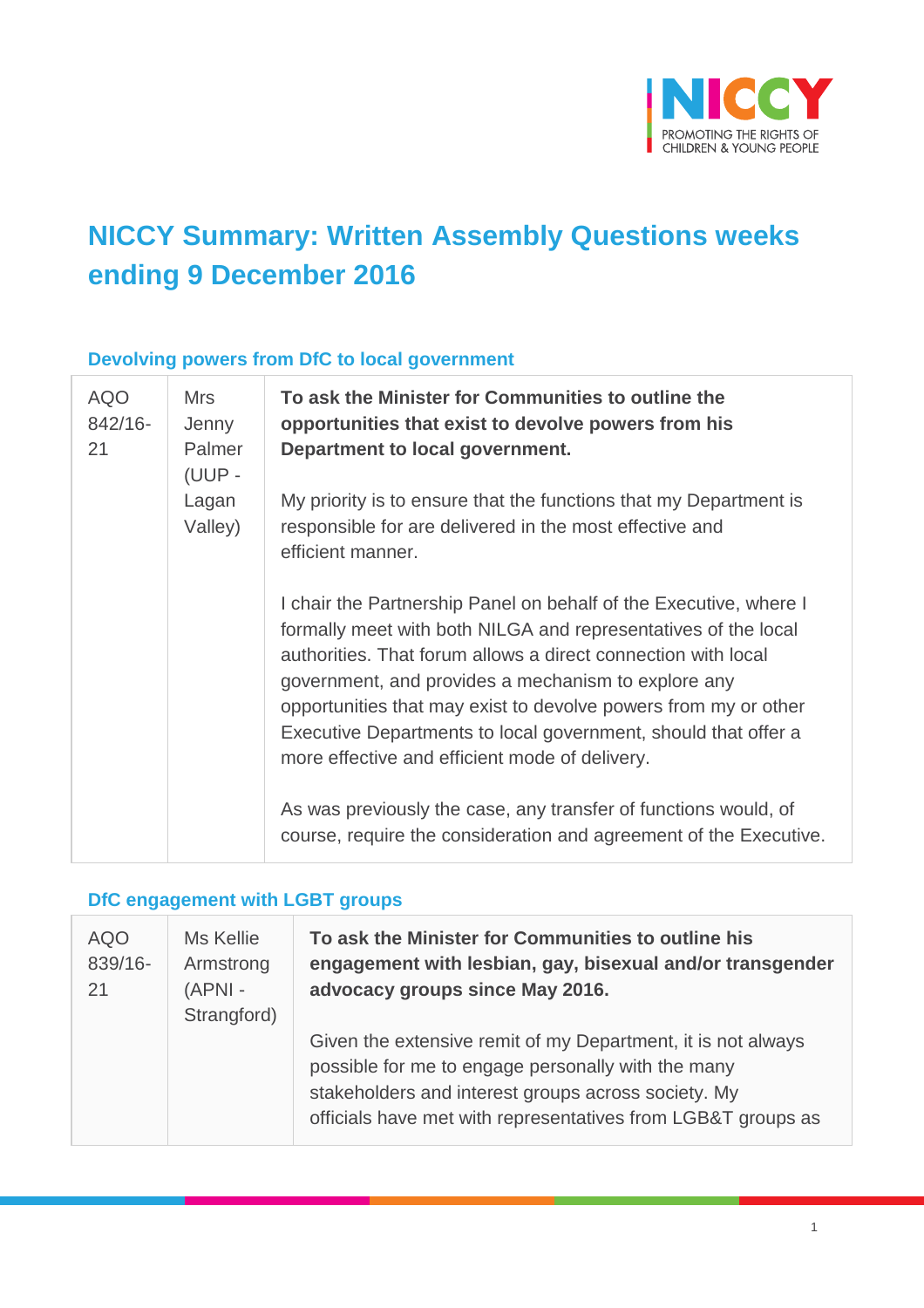# NICCY Summary: Written Assembly Questions weeks ending 9 December 2016

## Devolving powers from DfC to local government

| | | |
|---|---|---|
| AQO 842/16-21 | Mrs Jenny Palmer (UUP - Lagan Valley) | **To ask the Minister for Communities to outline the opportunities that exist to devolve powers from his Department to local government.**<br><br>My priority is to ensure that the functions that my Department is responsible for are delivered in the most effective and efficient manner.<br><br>I chair the Partnership Panel on behalf of the Executive, where I formally meet with both NILGA and representatives of the local authorities. That forum allows a direct connection with local government, and provides a mechanism to explore any opportunities that may exist to devolve powers from my or other Executive Departments to local government, should that offer a more effective and efficient mode of delivery.<br><br>As was previously the case, any transfer of functions would, of course, require the consideration and agreement of the Executive. |

## DfC engagement with LGBT groups

| | | |
|---|---|---|
| AQO 839/16-21 | Ms Kellie Armstrong (APNI - Strangford) | **To ask the Minister for Communities to outline his engagement with lesbian, gay, bisexual and/or transgender advocacy groups since May 2016.**<br><br>Given the extensive remit of my Department, it is not always possible for me to engage personally with the many stakeholders and interest groups across society. My officials have met with representatives from LGB&T groups as |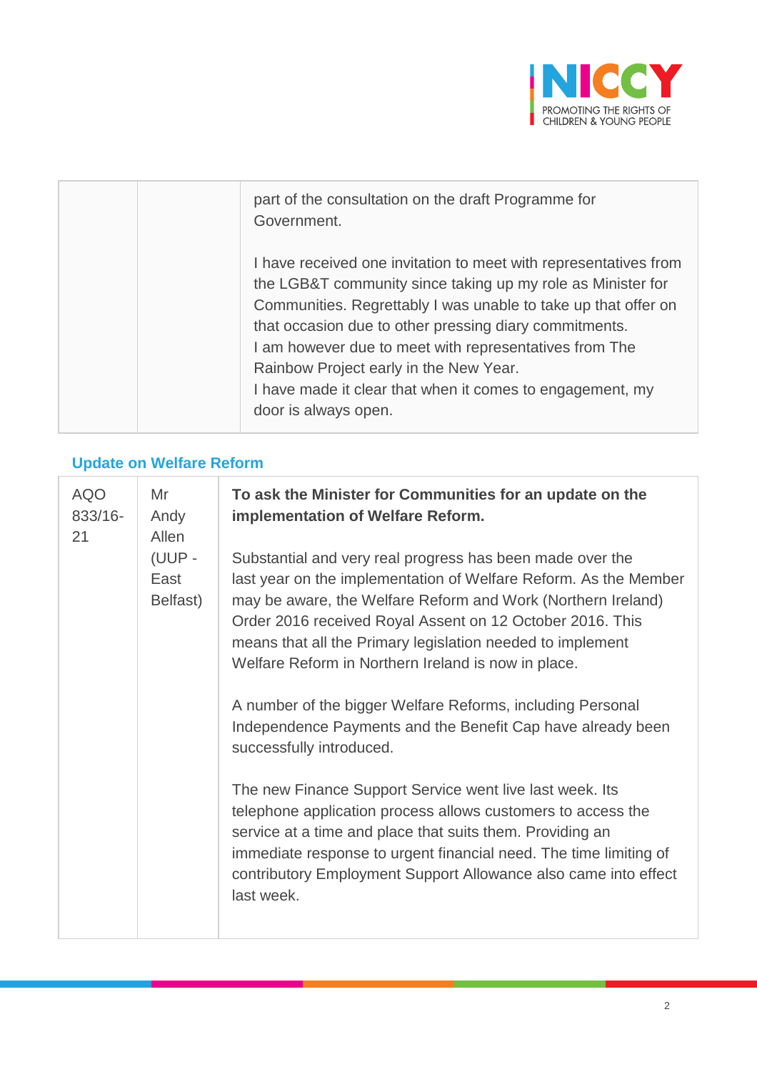|  |  | part of the consultation on the draft Programme for Government.<br><br>I have received one invitation to meet with representatives from the LGB&T community since taking up my role as Minister for Communities. Regrettably I was unable to take up that offer on that occasion due to other pressing diary commitments.<br>I am however due to meet with representatives from The Rainbow Project early in the New Year.<br>I have made it clear that when it comes to engagement, my door is always open. |
|---|---|---|

## Update on Welfare Reform

| AQO 833/16-21 | Mr Andy Allen (UUP - East Belfast) | **To ask the Minister for Communities for an update on the implementation of Welfare Reform.**<br><br>Substantial and very real progress has been made over the last year on the implementation of Welfare Reform. As the Member may be aware, the Welfare Reform and Work (Northern Ireland) Order 2016 received Royal Assent on 12 October 2016. This means that all the Primary legislation needed to implement Welfare Reform in Northern Ireland is now in place.<br><br>A number of the bigger Welfare Reforms, including Personal Independence Payments and the Benefit Cap have already been successfully introduced.<br><br>The new Finance Support Service went live last week. Its telephone application process allows customers to access the service at a time and place that suits them. Providing an immediate response to urgent financial need. The time limiting of contributory Employment Support Allowance also came into effect last week. |
|---|---|---|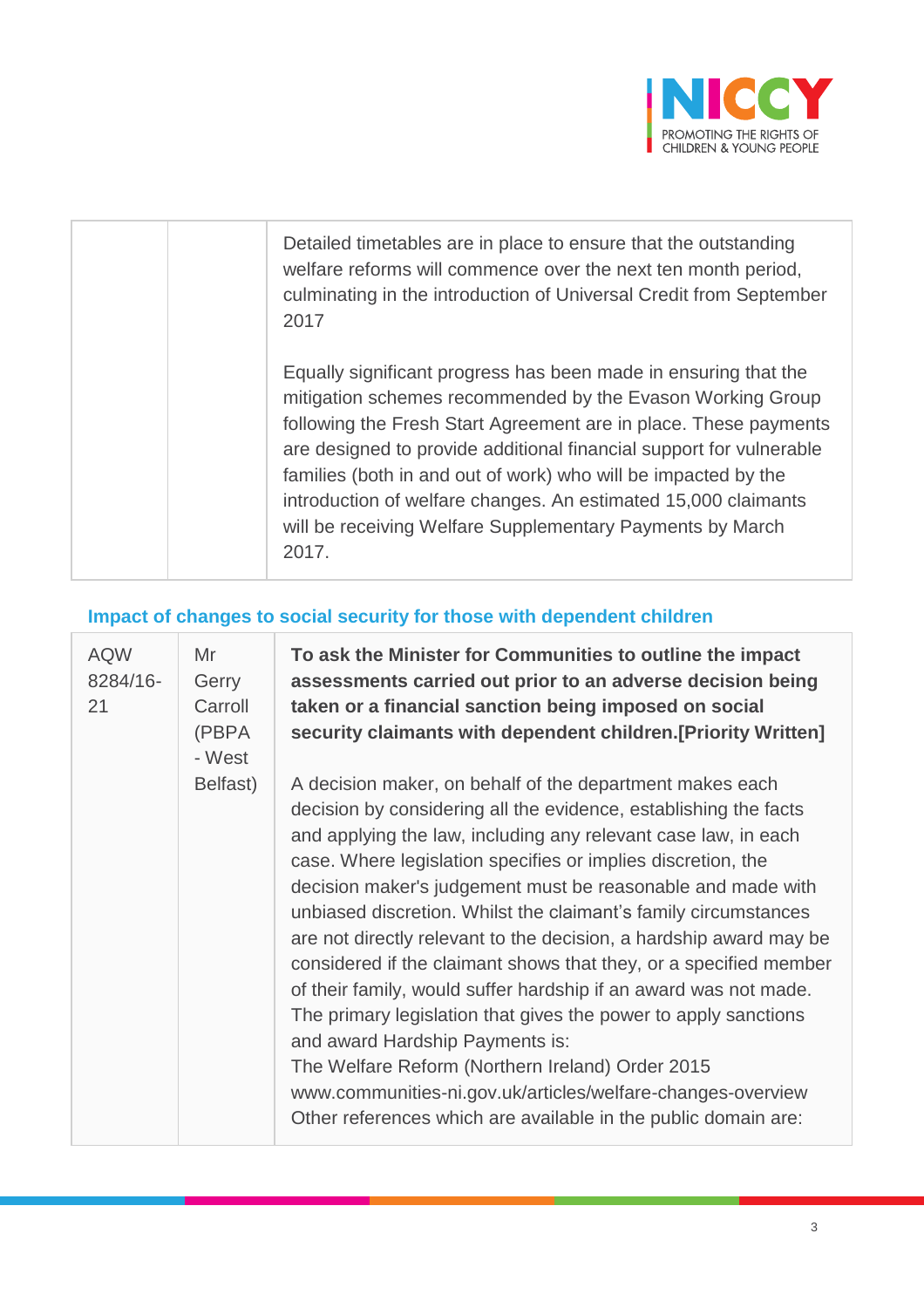| | | |
|---|---|---|
| | | Detailed timetables are in place to ensure that the outstanding welfare reforms will commence over the next ten month period, culminating in the introduction of Universal Credit from September 2017<br><br>Equally significant progress has been made in ensuring that the mitigation schemes recommended by the Evason Working Group following the Fresh Start Agreement are in place. These payments are designed to provide additional financial support for vulnerable families (both in and out of work) who will be impacted by the introduction of welfare changes. An estimated 15,000 claimants will be receiving Welfare Supplementary Payments by March 2017. |

### Impact of changes to social security for those with dependent children

| | | |
|---|---|---|
| AQW 8284/16-21 | Mr Gerry Carroll (PBPA - West Belfast) | **To ask the Minister for Communities to outline the impact assessments carried out prior to an adverse decision being taken or a financial sanction being imposed on social security claimants with dependent children.[Priority Written]**<br><br>A decision maker, on behalf of the department makes each decision by considering all the evidence, establishing the facts and applying the law, including any relevant case law, in each case. Where legislation specifies or implies discretion, the decision maker's judgement must be reasonable and made with unbiased discretion. Whilst the claimant's family circumstances are not directly relevant to the decision, a hardship award may be considered if the claimant shows that they, or a specified member of their family, would suffer hardship if an award was not made. The primary legislation that gives the power to apply sanctions and award Hardship Payments is:<br>The Welfare Reform (Northern Ireland) Order 2015<br>www.communities-ni.gov.uk/articles/welfare-changes-overview<br>Other references which are available in the public domain are: |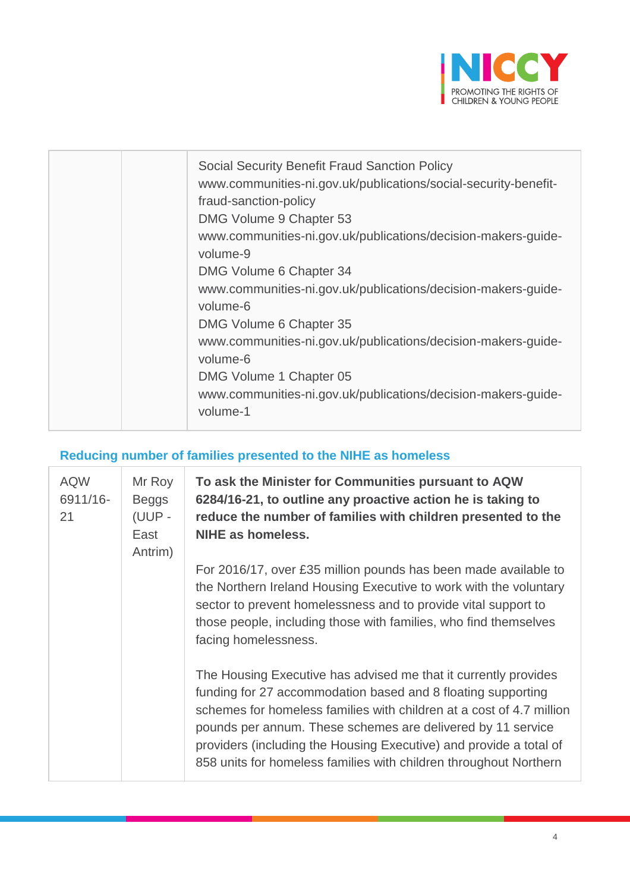| | | |
|---|---|---|
| | | Social Security Benefit Fraud Sanction Policy<br>www.communities-ni.gov.uk/publications/social-security-benefit-fraud-sanction-policy<br>DMG Volume 9 Chapter 53<br>www.communities-ni.gov.uk/publications/decision-makers-guide-volume-9<br>DMG Volume 6 Chapter 34<br>www.communities-ni.gov.uk/publications/decision-makers-guide-volume-6<br>DMG Volume 6 Chapter 35<br>www.communities-ni.gov.uk/publications/decision-makers-guide-volume-6<br>DMG Volume 1 Chapter 05<br>www.communities-ni.gov.uk/publications/decision-makers-guide-volume-1 |

### Reducing number of families presented to the NIHE as homeless

| | | |
|---|---|---|
| AQW 6911/16-21 | Mr Roy Beggs (UUP - East Antrim) | **To ask the Minister for Communities pursuant to AQW 6284/16-21, to outline any proactive action he is taking to reduce the number of families with children presented to the NIHE as homeless.**<br><br>For 2016/17, over £35 million pounds has been made available to the Northern Ireland Housing Executive to work with the voluntary sector to prevent homelessness and to provide vital support to those people, including those with families, who find themselves facing homelessness.<br><br>The Housing Executive has advised me that it currently provides funding for 27 accommodation based and 8 floating supporting schemes for homeless families with children at a cost of 4.7 million pounds per annum. These schemes are delivered by 11 service providers (including the Housing Executive) and provide a total of 858 units for homeless families with children throughout Northern |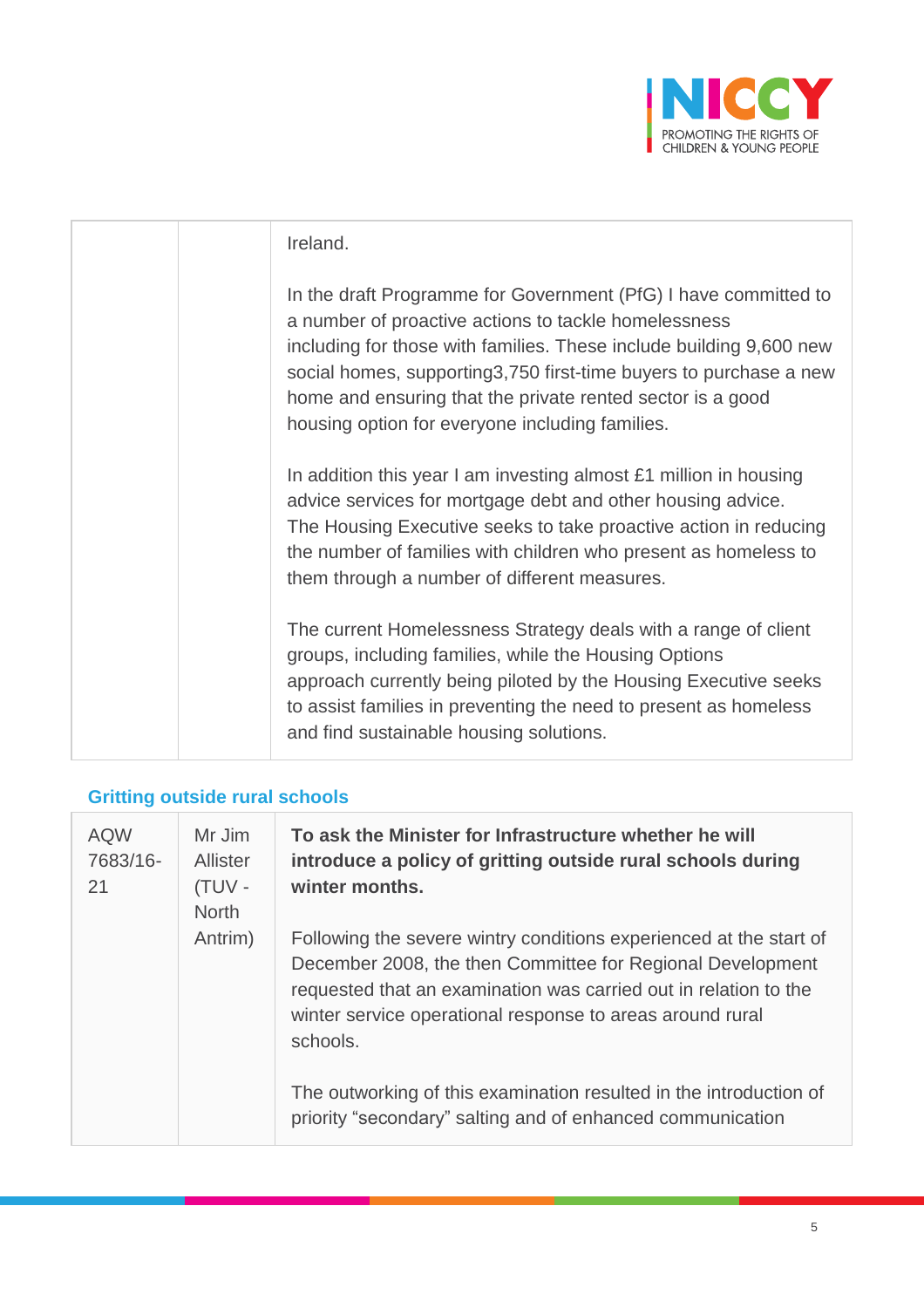| | | |
|---|---|---|
| | | Ireland.<br><br>In the draft Programme for Government (PfG) I have committed to a number of proactive actions to tackle homelessness including for those with families. These include building 9,600 new social homes, supporting3,750 first-time buyers to purchase a new home and ensuring that the private rented sector is a good housing option for everyone including families.<br><br>In addition this year I am investing almost £1 million in housing advice services for mortgage debt and other housing advice. The Housing Executive seeks to take proactive action in reducing the number of families with children who present as homeless to them through a number of different measures.<br><br>The current Homelessness Strategy deals with a range of client groups, including families, while the Housing Options approach currently being piloted by the Housing Executive seeks to assist families in preventing the need to present as homeless and find sustainable housing solutions. |

## Gritting outside rural schools

| | | |
|---|---|---|
| AQW 7683/16-21 | Mr Jim Allister (TUV - North Antrim) | **To ask the Minister for Infrastructure whether he will introduce a policy of gritting outside rural schools during winter months.**<br><br>Following the severe wintry conditions experienced at the start of December 2008, the then Committee for Regional Development requested that an examination was carried out in relation to the winter service operational response to areas around rural schools.<br><br>The outworking of this examination resulted in the introduction of priority "secondary" salting and of enhanced communication |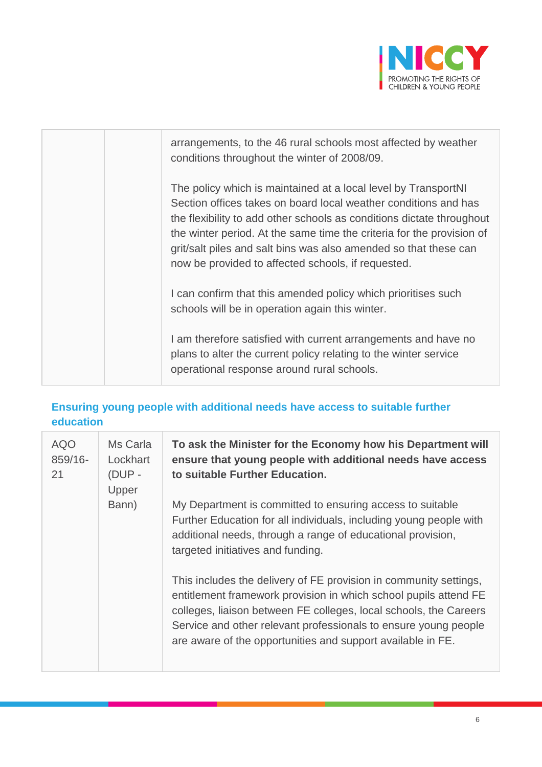| | | |
|---|---|---|
| | | arrangements, to the 46 rural schools most affected by weather conditions throughout the winter of 2008/09.<br><br>The policy which is maintained at a local level by TransportNI Section offices takes on board local weather conditions and has the flexibility to add other schools as conditions dictate throughout the winter period. At the same time the criteria for the provision of grit/salt piles and salt bins was also amended so that these can now be provided to affected schools, if requested.<br><br>I can confirm that this amended policy which prioritises such schools will be in operation again this winter.<br><br>I am therefore satisfied with current arrangements and have no plans to alter the current policy relating to the winter service operational response around rural schools. |

## Ensuring young people with additional needs have access to suitable further education

| | | |
|---|---|---|
| AQO 859/16-21 | Ms Carla Lockhart (DUP - Upper Bann) | **To ask the Minister for the Economy how his Department will ensure that young people with additional needs have access to suitable Further Education.**<br><br>My Department is committed to ensuring access to suitable Further Education for all individuals, including young people with additional needs, through a range of educational provision, targeted initiatives and funding.<br><br>This includes the delivery of FE provision in community settings, entitlement framework provision in which school pupils attend FE colleges, liaison between FE colleges, local schools, the Careers Service and other relevant professionals to ensure young people are aware of the opportunities and support available in FE. |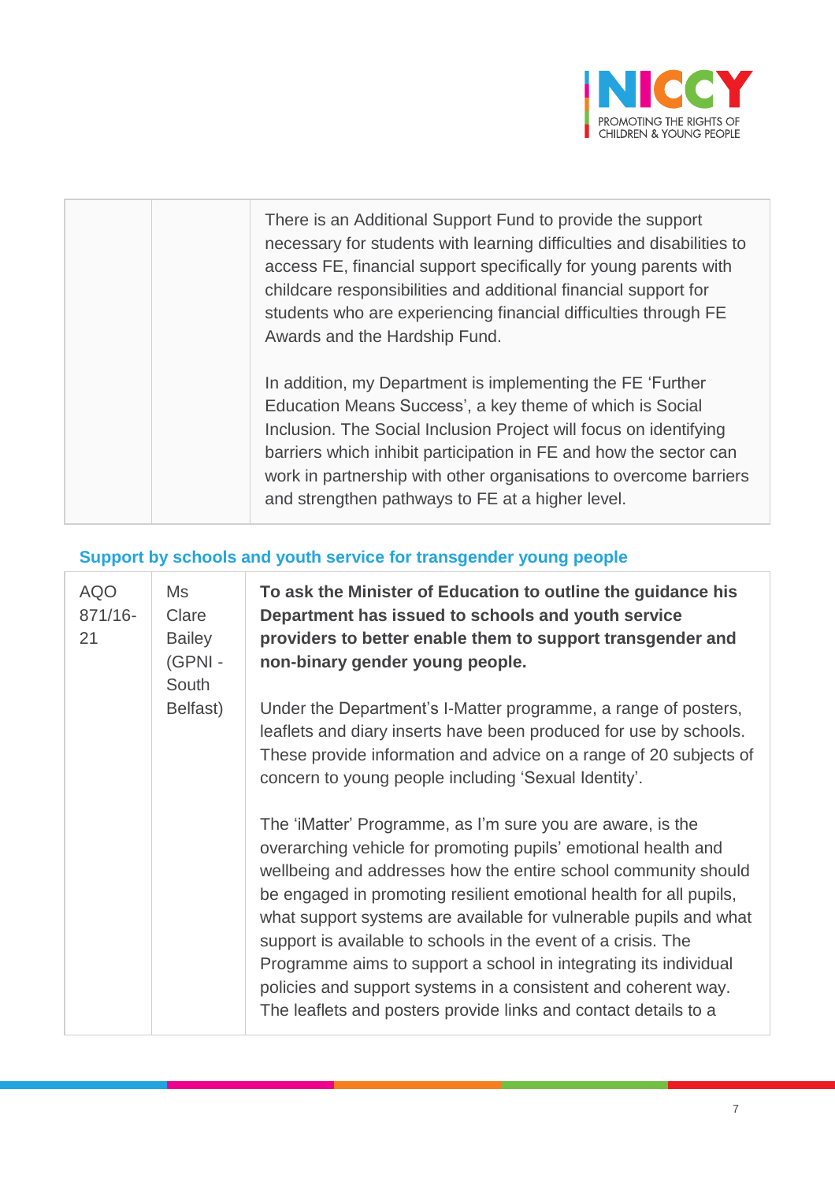| | | |
|---|---|---|
| | | There is an Additional Support Fund to provide the support necessary for students with learning difficulties and disabilities to access FE, financial support specifically for young parents with childcare responsibilities and additional financial support for students who are experiencing financial difficulties through FE Awards and the Hardship Fund.<br><br>In addition, my Department is implementing the FE 'Further Education Means Success', a key theme of which is Social Inclusion. The Social Inclusion Project will focus on identifying barriers which inhibit participation in FE and how the sector can work in partnership with other organisations to overcome barriers and strengthen pathways to FE at a higher level. |

### Support by schools and youth service for transgender young people

| | | |
|---|---|---|
| AQO 871/16-21 | Ms Clare Bailey (GPNI - South Belfast) | **To ask the Minister of Education to outline the guidance his Department has issued to schools and youth service providers to better enable them to support transgender and non-binary gender young people.**<br><br>Under the Department's I-Matter programme, a range of posters, leaflets and diary inserts have been produced for use by schools. These provide information and advice on a range of 20 subjects of concern to young people including 'Sexual Identity'.<br><br>The 'iMatter' Programme, as I'm sure you are aware, is the overarching vehicle for promoting pupils' emotional health and wellbeing and addresses how the entire school community should be engaged in promoting resilient emotional health for all pupils, what support systems are available for vulnerable pupils and what support is available to schools in the event of a crisis. The Programme aims to support a school in integrating its individual policies and support systems in a consistent and coherent way. The leaflets and posters provide links and contact details to a |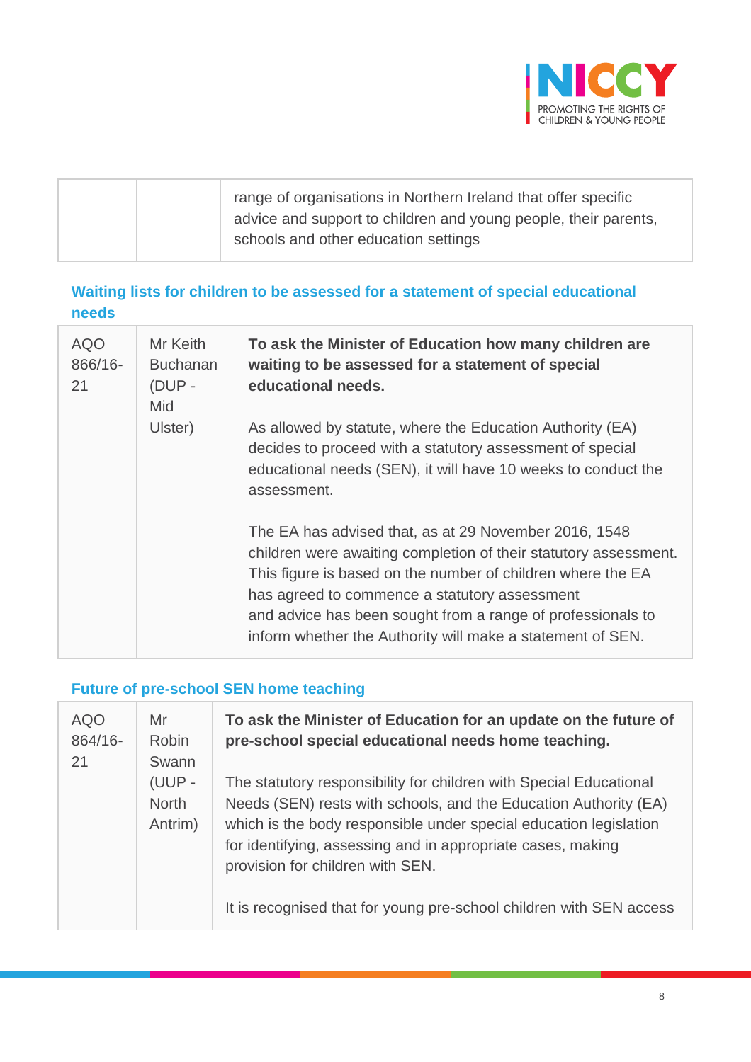| | | range of organisations in Northern Ireland that offer specific advice and support to children and young people, their parents, schools and other education settings |
|---|---|---|

### Waiting lists for children to be assessed for a statement of special educational needs

| AQO 866/16-21 | Mr Keith Buchanan (DUP - Mid Ulster) | **To ask the Minister of Education how many children are waiting to be assessed for a statement of special educational needs.**<br><br>As allowed by statute, where the Education Authority (EA) decides to proceed with a statutory assessment of special educational needs (SEN), it will have 10 weeks to conduct the assessment.<br><br>The EA has advised that, as at 29 November 2016, 1548 children were awaiting completion of their statutory assessment. This figure is based on the number of children where the EA has agreed to commence a statutory assessment and advice has been sought from a range of professionals to inform whether the Authority will make a statement of SEN. |
|---|---|---|

### Future of pre-school SEN home teaching

| AQO 864/16-21 | Mr Robin Swann (UUP - North Antrim) | **To ask the Minister of Education for an update on the future of pre-school special educational needs home teaching.**<br><br>The statutory responsibility for children with Special Educational Needs (SEN) rests with schools, and the Education Authority (EA) which is the body responsible under special education legislation for identifying, assessing and in appropriate cases, making provision for children with SEN.<br><br>It is recognised that for young pre-school children with SEN access |
|---|---|---|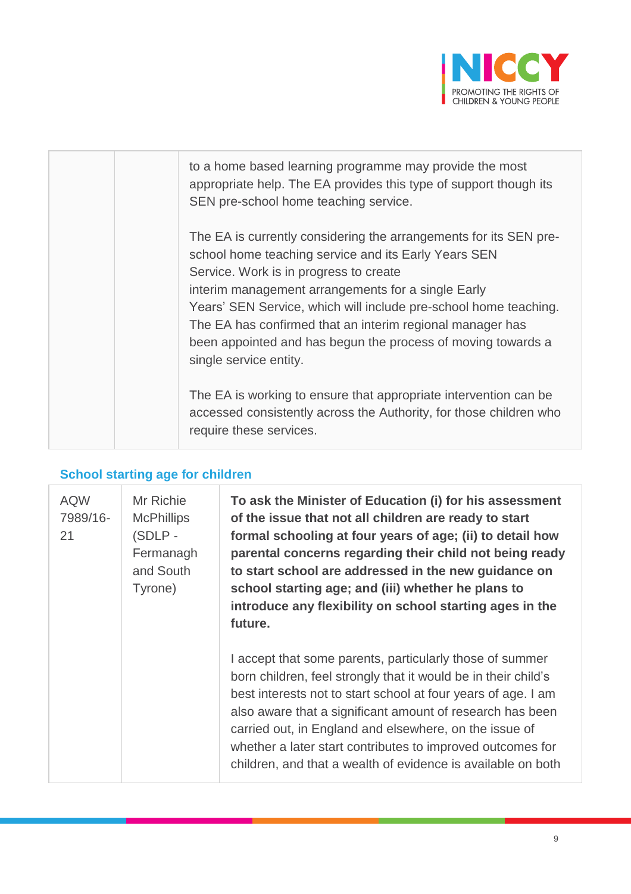|  |  | to a home based learning programme may provide the most appropriate help. The EA provides this type of support though its SEN pre-school home teaching service.<br><br>The EA is currently considering the arrangements for its SEN pre-school home teaching service and its Early Years SEN Service. Work is in progress to create interim management arrangements for a single Early Years' SEN Service, which will include pre-school home teaching. The EA has confirmed that an interim regional manager has been appointed and has begun the process of moving towards a single service entity.<br><br>The EA is working to ensure that appropriate intervention can be accessed consistently across the Authority, for those children who require these services. |
|---|---|---|

## School starting age for children

| AQW 7989/16-21 | Mr Richie McPhillips (SDLP - Fermanagh and South Tyrone) | **To ask the Minister of Education (i) for his assessment of the issue that not all children are ready to start formal schooling at four years of age; (ii) to detail how parental concerns regarding their child not being ready to start school are addressed in the new guidance on school starting age; and (iii) whether he plans to introduce any flexibility on school starting ages in the future.**<br><br>I accept that some parents, particularly those of summer born children, feel strongly that it would be in their child's best interests not to start school at four years of age. I am also aware that a significant amount of research has been carried out, in England and elsewhere, on the issue of whether a later start contributes to improved outcomes for children, and that a wealth of evidence is available on both |
|---|---|---|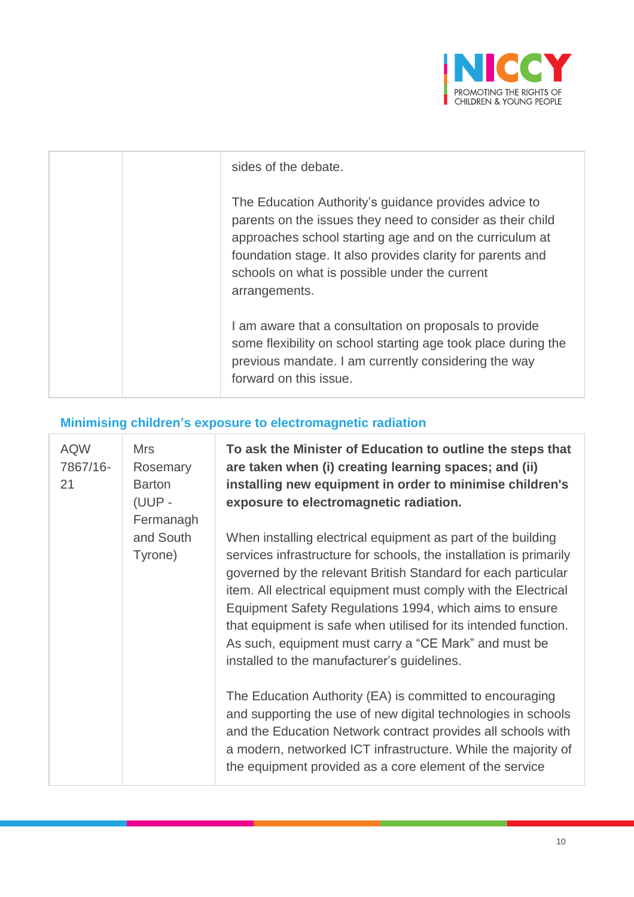| | | |
|---|---|---|
| | | sides of the debate.<br><br>The Education Authority's guidance provides advice to parents on the issues they need to consider as their child approaches school starting age and on the curriculum at foundation stage. It also provides clarity for parents and schools on what is possible under the current arrangements.<br><br>I am aware that a consultation on proposals to provide some flexibility on school starting age took place during the previous mandate. I am currently considering the way forward on this issue. |

### Minimising children's exposure to electromagnetic radiation

| | | |
|---|---|---|
| AQW 7867/16-21 | Mrs Rosemary Barton (UUP - Fermanagh and South Tyrone) | **To ask the Minister of Education to outline the steps that are taken when (i) creating learning spaces; and (ii) installing new equipment in order to minimise children's exposure to electromagnetic radiation.**<br><br>When installing electrical equipment as part of the building services infrastructure for schools, the installation is primarily governed by the relevant British Standard for each particular item. All electrical equipment must comply with the Electrical Equipment Safety Regulations 1994, which aims to ensure that equipment is safe when utilised for its intended function. As such, equipment must carry a "CE Mark" and must be installed to the manufacturer's guidelines.<br><br>The Education Authority (EA) is committed to encouraging and supporting the use of new digital technologies in schools and the Education Network contract provides all schools with a modern, networked ICT infrastructure. While the majority of the equipment provided as a core element of the service |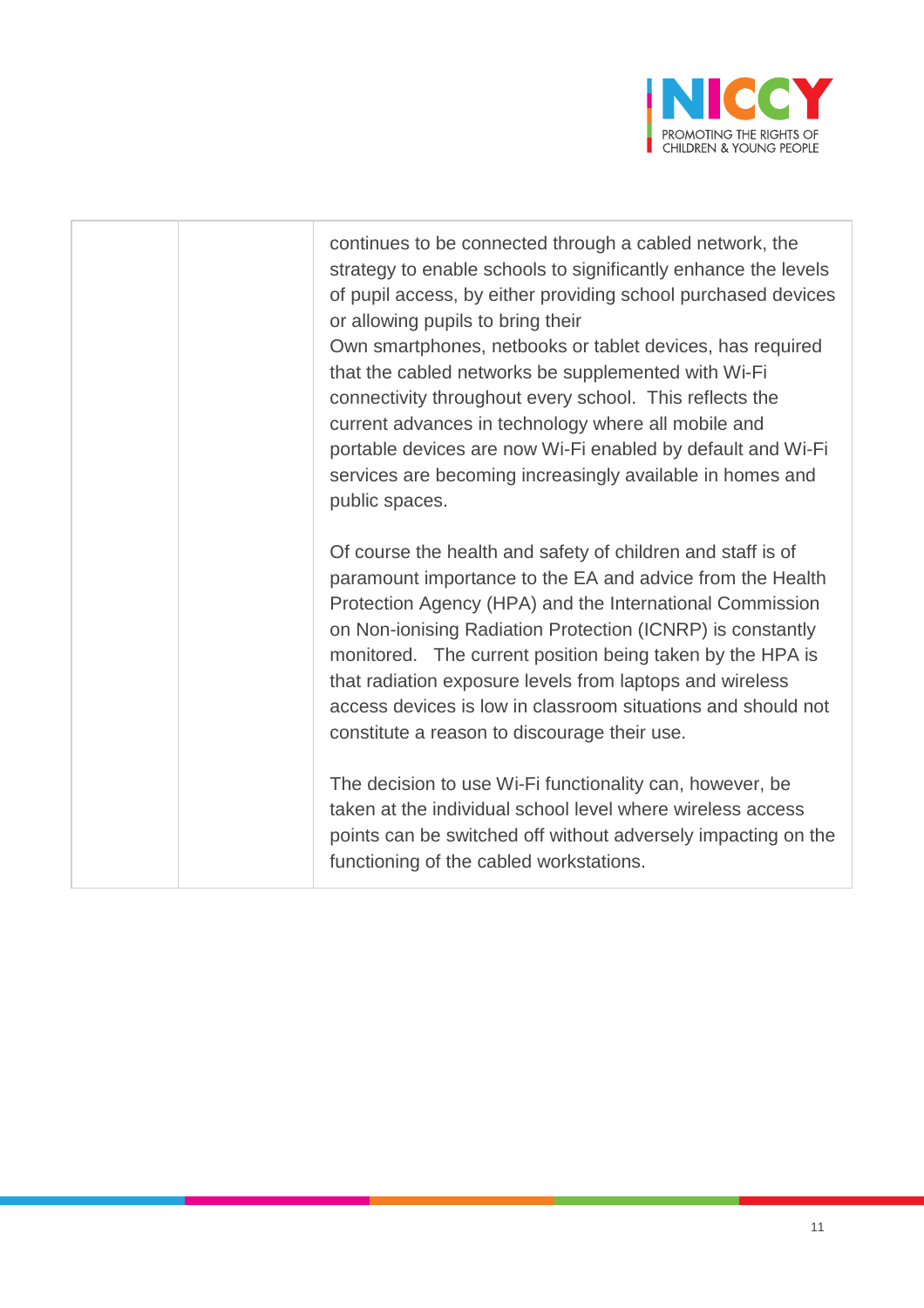|  |  | continues to be connected through a cabled network, the strategy to enable schools to significantly enhance the levels of pupil access, by either providing school purchased devices or allowing pupils to bring their Own smartphones, netbooks or tablet devices, has required that the cabled networks be supplemented with Wi-Fi connectivity throughout every school. This reflects the current advances in technology where all mobile and portable devices are now Wi-Fi enabled by default and Wi-Fi services are becoming increasingly available in homes and public spaces.<br><br>Of course the health and safety of children and staff is of paramount importance to the EA and advice from the Health Protection Agency (HPA) and the International Commission on Non-ionising Radiation Protection (ICNRP) is constantly monitored. The current position being taken by the HPA is that radiation exposure levels from laptops and wireless access devices is low in classroom situations and should not constitute a reason to discourage their use.<br><br>The decision to use Wi-Fi functionality can, however, be taken at the individual school level where wireless access points can be switched off without adversely impacting on the functioning of the cabled workstations. |
|---|---|---|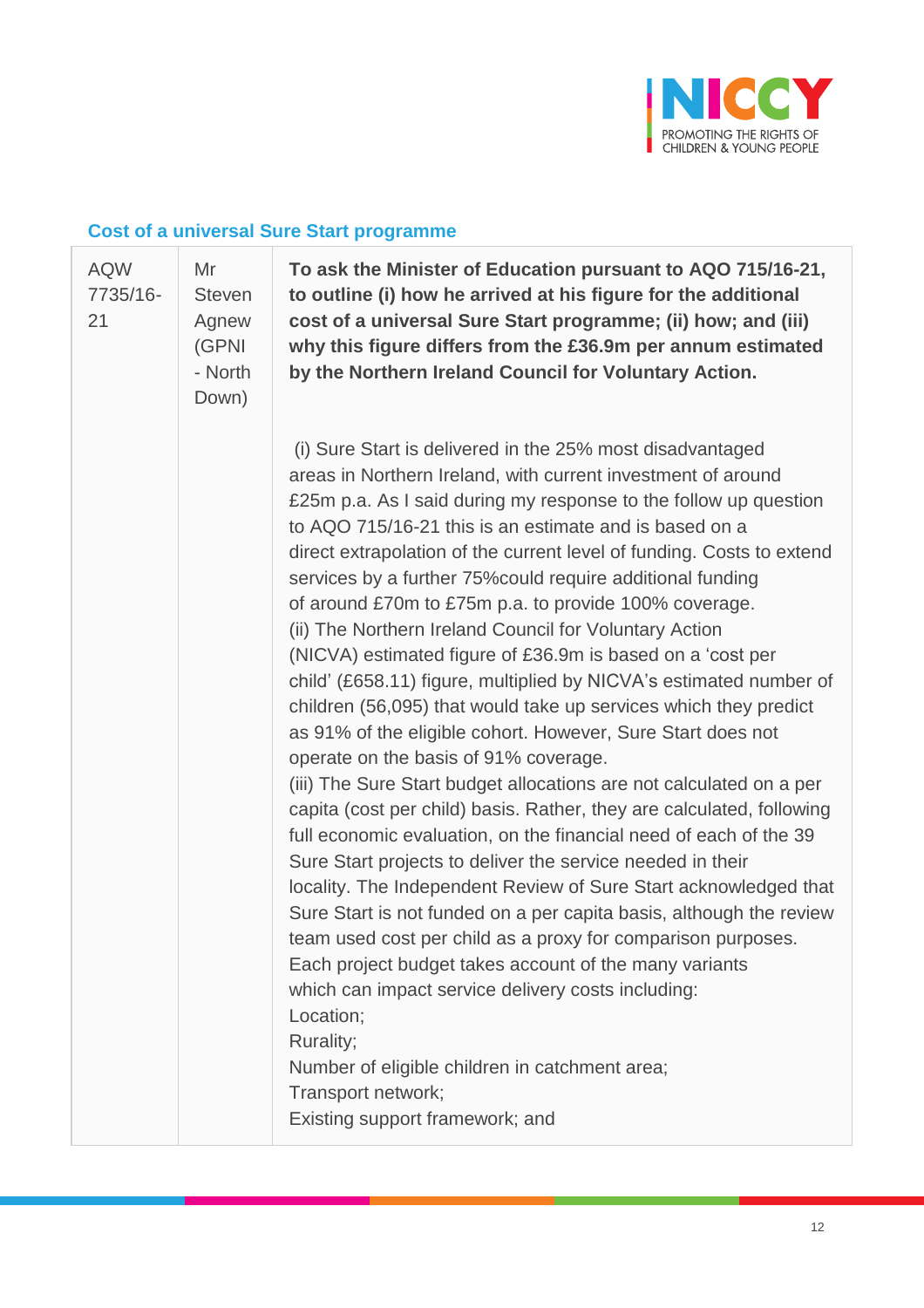## Cost of a universal Sure Start programme

| | | |
|---|---|---|
| AQW 7735/16-21 | Mr Steven Agnew (GPNI - North Down) | **To ask the Minister of Education pursuant to AQO 715/16-21, to outline (i) how he arrived at his figure for the additional cost of a universal Sure Start programme; (ii) how; and (iii) why this figure differs from the £36.9m per annum estimated by the Northern Ireland Council for Voluntary Action.**<br><br>(i) Sure Start is delivered in the 25% most disadvantaged areas in Northern Ireland, with current investment of around £25m p.a. As I said during my response to the follow up question to AQO 715/16-21 this is an estimate and is based on a direct extrapolation of the current level of funding. Costs to extend services by a further 75%could require additional funding of around £70m to £75m p.a. to provide 100% coverage.<br>(ii) The Northern Ireland Council for Voluntary Action (NICVA) estimated figure of £36.9m is based on a 'cost per child' (£658.11) figure, multiplied by NICVA's estimated number of children (56,095) that would take up services which they predict as 91% of the eligible cohort. However, Sure Start does not operate on the basis of 91% coverage.<br>(iii) The Sure Start budget allocations are not calculated on a per capita (cost per child) basis. Rather, they are calculated, following full economic evaluation, on the financial need of each of the 39 Sure Start projects to deliver the service needed in their locality. The Independent Review of Sure Start acknowledged that Sure Start is not funded on a per capita basis, although the review team used cost per child as a proxy for comparison purposes. Each project budget takes account of the many variants which can impact service delivery costs including:<br>Location;<br>Rurality;<br>Number of eligible children in catchment area;<br>Transport network;<br>Existing support framework; and |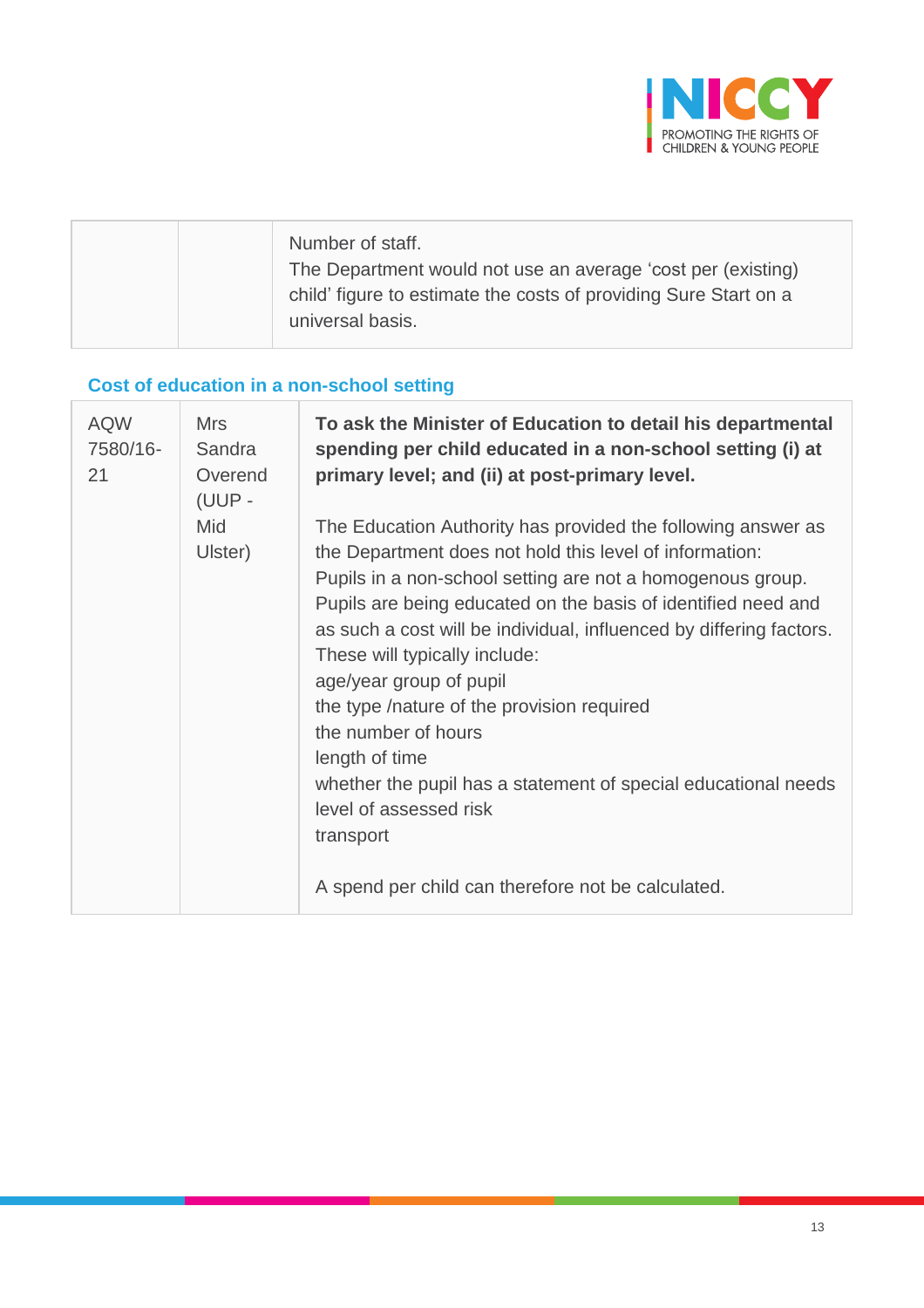| | | Number of staff.<br>The Department would not use an average 'cost per (existing) child' figure to estimate the costs of providing Sure Start on a universal basis. |
|---|---|---|

### Cost of education in a non-school setting

| | | |
|---|---|---|
| AQW 7580/16-21 | Mrs Sandra Overend (UUP - Mid Ulster) | **To ask the Minister of Education to detail his departmental spending per child educated in a non-school setting (i) at primary level; and (ii) at post-primary level.**<br><br>The Education Authority has provided the following answer as the Department does not hold this level of information:<br>Pupils in a non-school setting are not a homogenous group. Pupils are being educated on the basis of identified need and as such a cost will be individual, influenced by differing factors. These will typically include:<br>age/year group of pupil<br>the type /nature of the provision required<br>the number of hours<br>length of time<br>whether the pupil has a statement of special educational needs<br>level of assessed risk<br>transport<br><br>A spend per child can therefore not be calculated. |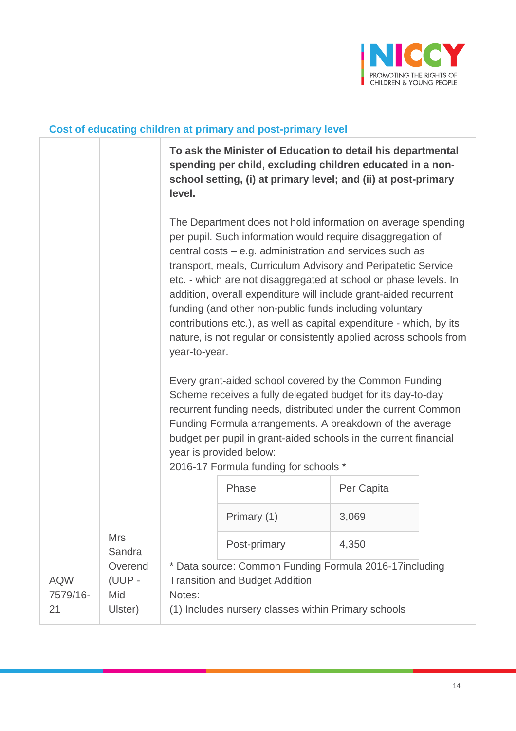### Cost of educating children at primary and post-primary level

| | | |
|---|---|---|
| AQW 7579/16-21 | Mrs Sandra Overend (UUP - Mid Ulster) | **To ask the Minister of Education to detail his departmental spending per child, excluding children educated in a non-school setting, (i) at primary level; and (ii) at post-primary level.**<br><br>The Department does not hold information on average spending per pupil. Such information would require disaggregation of central costs – e.g. administration and services such as transport, meals, Curriculum Advisory and Peripatetic Service etc. - which are not disaggregated at school or phase levels. In addition, overall expenditure will include grant-aided recurrent funding (and other non-public funds including voluntary contributions etc.), as well as capital expenditure - which, by its nature, is not regular or consistently applied across schools from year-to-year.<br><br>Every grant-aided school covered by the Common Funding Scheme receives a fully delegated budget for its day-to-day recurrent funding needs, distributed under the current Common Funding Formula arrangements. A breakdown of the average budget per pupil in grant-aided schools in the current financial year is provided below:<br>2016-17 Formula funding for schools *<br><br>Phase: Per Capita<br>Primary (1): 3,069<br>Post-primary: 4,350<br><br>* Data source: Common Funding Formula 2016-17including Transition and Budget Addition<br>Notes:<br>(1) Includes nursery classes within Primary schools |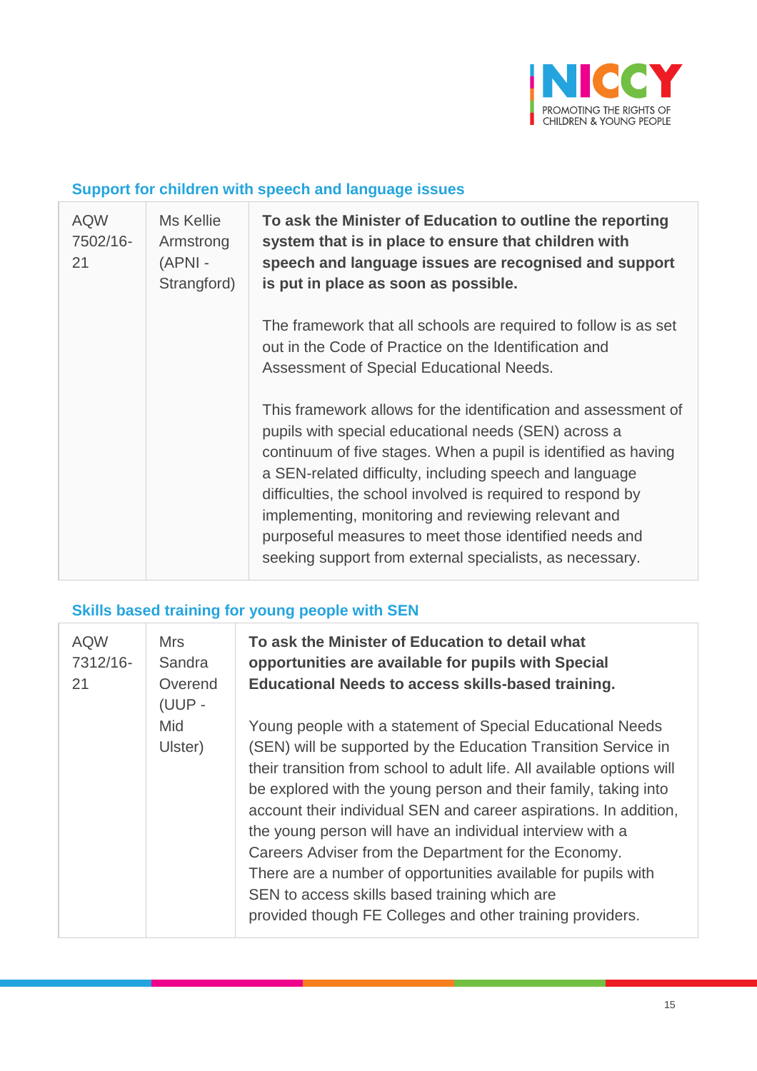## Support for children with speech and language issues

| | | |
|---|---|---|
| AQW 7502/16-21 | Ms Kellie Armstrong (APNI - Strangford) | **To ask the Minister of Education to outline the reporting system that is in place to ensure that children with speech and language issues are recognised and support is put in place as soon as possible.**<br><br>The framework that all schools are required to follow is as set out in the Code of Practice on the Identification and Assessment of Special Educational Needs.<br><br>This framework allows for the identification and assessment of pupils with special educational needs (SEN) across a continuum of five stages. When a pupil is identified as having a SEN-related difficulty, including speech and language difficulties, the school involved is required to respond by implementing, monitoring and reviewing relevant and purposeful measures to meet those identified needs and seeking support from external specialists, as necessary. |

## Skills based training for young people with SEN

| | | |
|---|---|---|
| AQW 7312/16-21 | Mrs Sandra Overend (UUP - Mid Ulster) | **To ask the Minister of Education to detail what opportunities are available for pupils with Special Educational Needs to access skills-based training.**<br><br>Young people with a statement of Special Educational Needs (SEN) will be supported by the Education Transition Service in their transition from school to adult life. All available options will be explored with the young person and their family, taking into account their individual SEN and career aspirations. In addition, the young person will have an individual interview with a Careers Adviser from the Department for the Economy. There are a number of opportunities available for pupils with SEN to access skills based training which are provided though FE Colleges and other training providers. |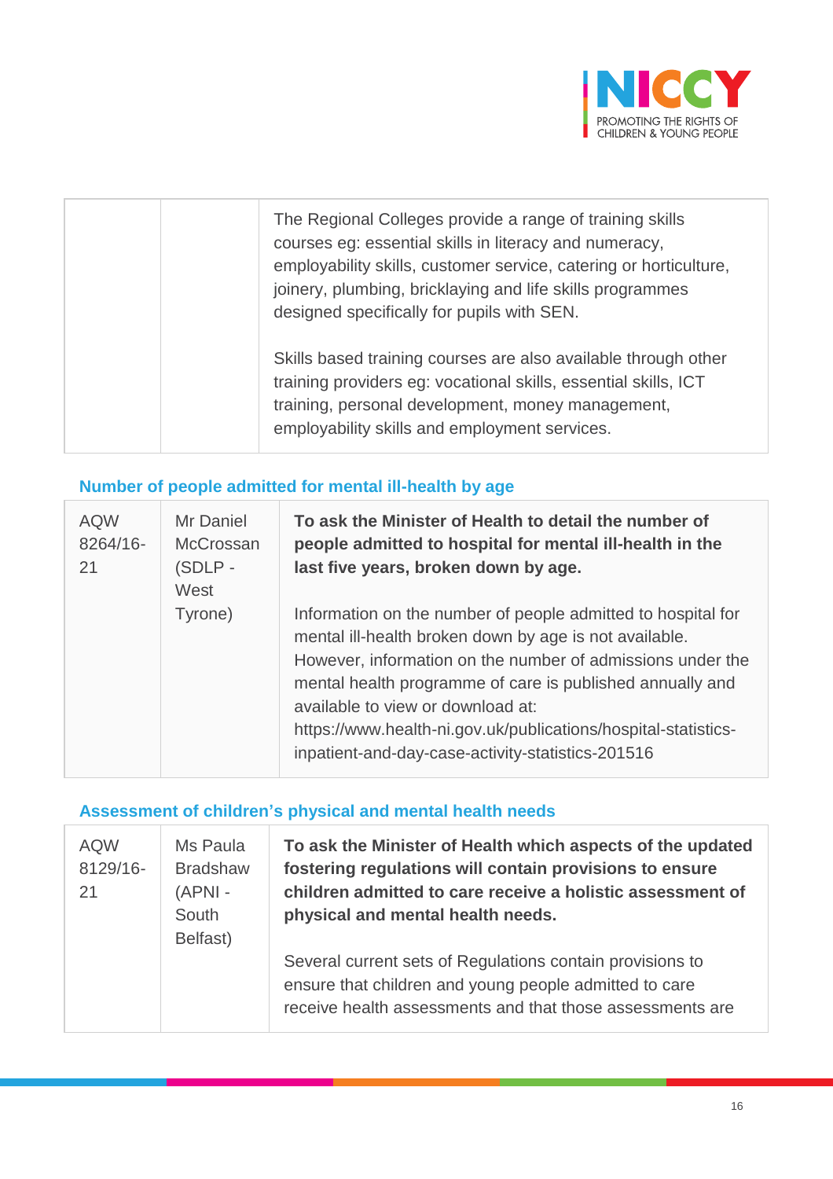| | | |
|---|---|---|
| | | The Regional Colleges provide a range of training skills courses eg: essential skills in literacy and numeracy, employability skills, customer service, catering or horticulture, joinery, plumbing, bricklaying and life skills programmes designed specifically for pupils with SEN.<br><br>Skills based training courses are also available through other training providers eg: vocational skills, essential skills, ICT training, personal development, money management, employability skills and employment services. |

### Number of people admitted for mental ill-health by age

| | | |
|---|---|---|
| AQW 8264/16-21 | Mr Daniel McCrossan (SDLP - West Tyrone) | **To ask the Minister of Health to detail the number of people admitted to hospital for mental ill-health in the last five years, broken down by age.**<br><br>Information on the number of people admitted to hospital for mental ill-health broken down by age is not available. However, information on the number of admissions under the mental health programme of care is published annually and available to view or download at: https://www.health-ni.gov.uk/publications/hospital-statistics-inpatient-and-day-case-activity-statistics-201516 |

### Assessment of children's physical and mental health needs

| | | |
|---|---|---|
| AQW 8129/16-21 | Ms Paula Bradshaw (APNI - South Belfast) | **To ask the Minister of Health which aspects of the updated fostering regulations will contain provisions to ensure children admitted to care receive a holistic assessment of physical and mental health needs.**<br><br>Several current sets of Regulations contain provisions to ensure that children and young people admitted to care receive health assessments and that those assessments are |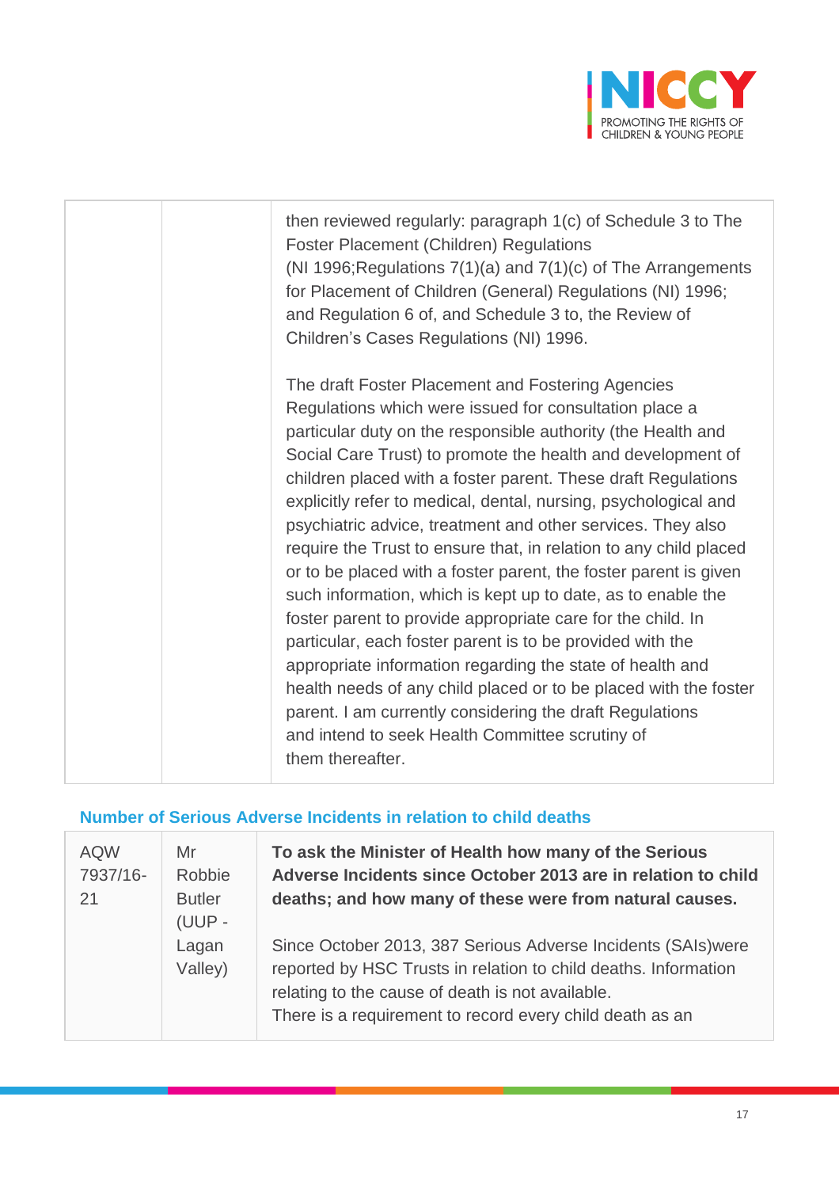| | | then reviewed regularly: paragraph 1(c) of Schedule 3 to The Foster Placement (Children) Regulations (NI 1996;Regulations 7(1)(a) and 7(1)(c) of The Arrangements for Placement of Children (General) Regulations (NI) 1996; and Regulation 6 of, and Schedule 3 to, the Review of Children's Cases Regulations (NI) 1996.<br><br>The draft Foster Placement and Fostering Agencies Regulations which were issued for consultation place a particular duty on the responsible authority (the Health and Social Care Trust) to promote the health and development of children placed with a foster parent. These draft Regulations explicitly refer to medical, dental, nursing, psychological and psychiatric advice, treatment and other services. They also require the Trust to ensure that, in relation to any child placed or to be placed with a foster parent, the foster parent is given such information, which is kept up to date, as to enable the foster parent to provide appropriate care for the child. In particular, each foster parent is to be provided with the appropriate information regarding the state of health and health needs of any child placed or to be placed with the foster parent. I am currently considering the draft Regulations and intend to seek Health Committee scrutiny of them thereafter. |
|---|---|---|

### Number of Serious Adverse Incidents in relation to child deaths

| AQW 7937/16-21 | Mr Robbie Butler (UUP - Lagan Valley) | **To ask the Minister of Health how many of the Serious Adverse Incidents since October 2013 are in relation to child deaths; and how many of these were from natural causes.**<br><br>Since October 2013, 387 Serious Adverse Incidents (SAIs)were reported by HSC Trusts in relation to child deaths. Information relating to the cause of death is not available.<br>There is a requirement to record every child death as an |
|---|---|---|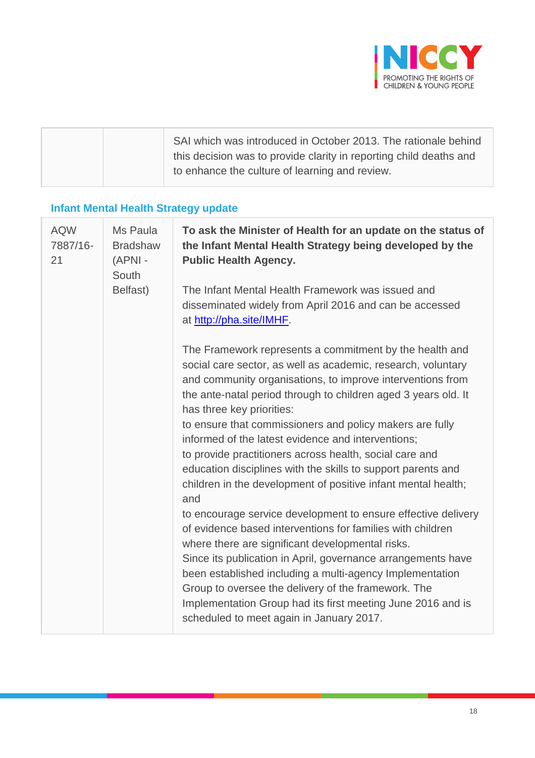| | | SAI which was introduced in October 2013. The rationale behind this decision was to provide clarity in reporting child deaths and to enhance the culture of learning and review. |
|---|---|---|

### Infant Mental Health Strategy update

| AQW 7887/16-21 | Ms Paula Bradshaw (APNI - South Belfast) | **To ask the Minister of Health for an update on the status of the Infant Mental Health Strategy being developed by the Public Health Agency.**<br><br>The Infant Mental Health Framework was issued and disseminated widely from April 2016 and can be accessed at http://pha.site/IMHF.<br><br>The Framework represents a commitment by the health and social care sector, as well as academic, research, voluntary and community organisations, to improve interventions from the ante-natal period through to children aged 3 years old. It has three key priorities:<br>to ensure that commissioners and policy makers are fully informed of the latest evidence and interventions;<br>to provide practitioners across health, social care and education disciplines with the skills to support parents and children in the development of positive infant mental health; and<br>to encourage service development to ensure effective delivery of evidence based interventions for families with children where there are significant developmental risks.<br>Since its publication in April, governance arrangements have been established including a multi-agency Implementation Group to oversee the delivery of the framework. The Implementation Group had its first meeting June 2016 and is scheduled to meet again in January 2017. |
|---|---|---|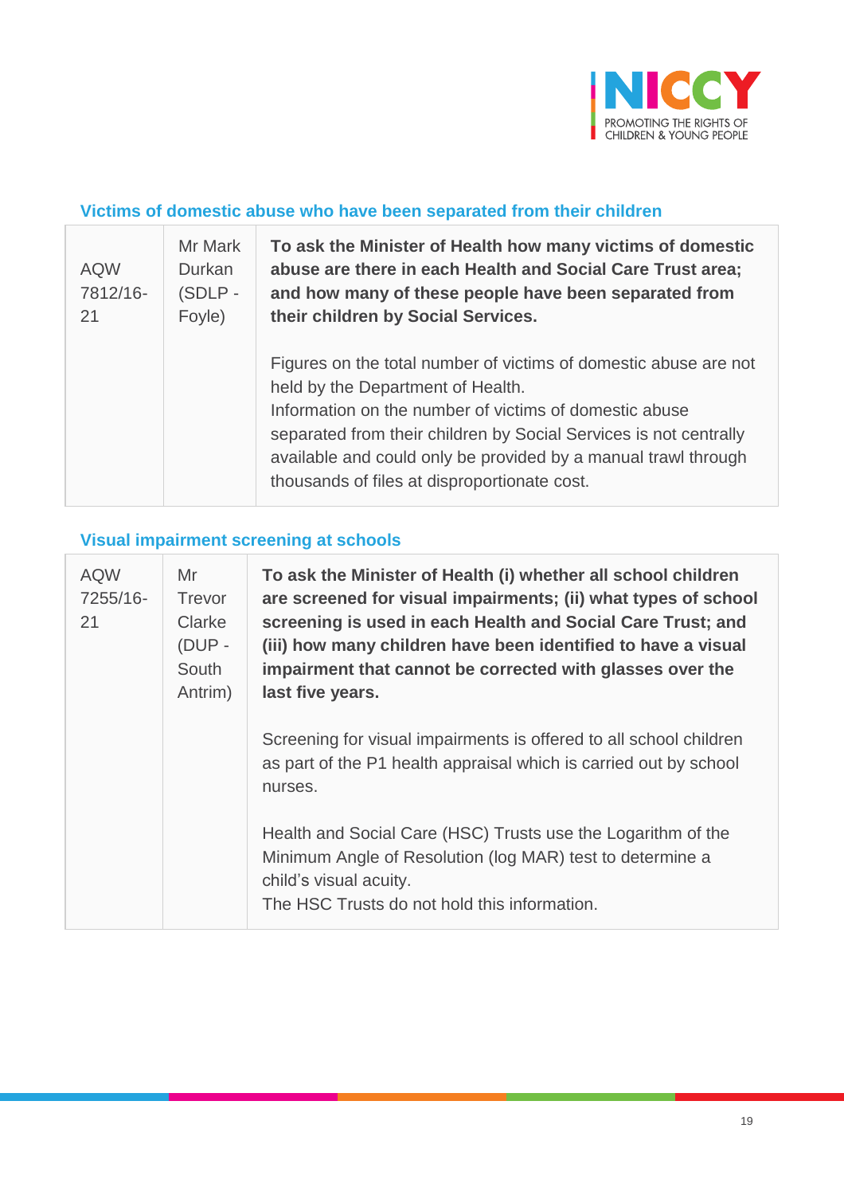### Victims of domestic abuse who have been separated from their children

| | | |
|---|---|---|
| AQW 7812/16-21 | Mr Mark Durkan (SDLP - Foyle) | **To ask the Minister of Health how many victims of domestic abuse are there in each Health and Social Care Trust area; and how many of these people have been separated from their children by Social Services.**<br><br>Figures on the total number of victims of domestic abuse are not held by the Department of Health.<br>Information on the number of victims of domestic abuse separated from their children by Social Services is not centrally available and could only be provided by a manual trawl through thousands of files at disproportionate cost. |

### Visual impairment screening at schools

| | | |
|---|---|---|
| AQW 7255/16-21 | Mr Trevor Clarke (DUP - South Antrim) | **To ask the Minister of Health (i) whether all school children are screened for visual impairments; (ii) what types of school screening is used in each Health and Social Care Trust; and (iii) how many children have been identified to have a visual impairment that cannot be corrected with glasses over the last five years.**<br><br>Screening for visual impairments is offered to all school children as part of the P1 health appraisal which is carried out by school nurses.<br><br>Health and Social Care (HSC) Trusts use the Logarithm of the Minimum Angle of Resolution (log MAR) test to determine a child's visual acuity.<br>The HSC Trusts do not hold this information. |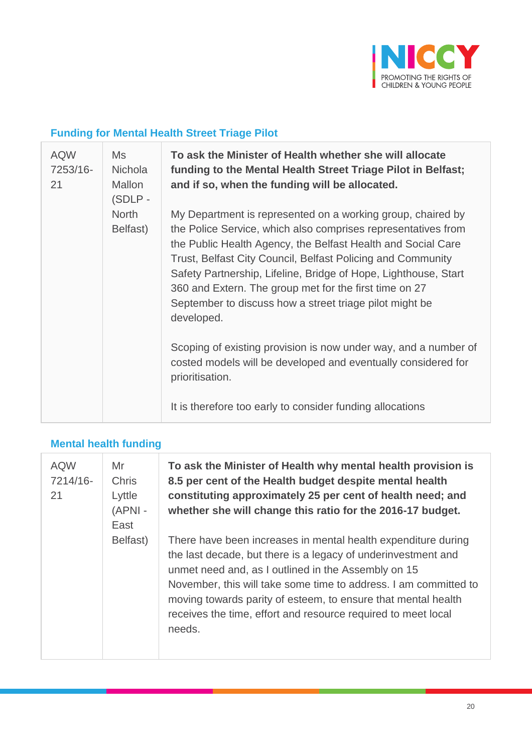### Funding for Mental Health Street Triage Pilot

| | | |
|---|---|---|
| AQW 7253/16-21 | Ms Nichola Mallon (SDLP - North Belfast) | **To ask the Minister of Health whether she will allocate funding to the Mental Health Street Triage Pilot in Belfast; and if so, when the funding will be allocated.**<br><br>My Department is represented on a working group, chaired by the Police Service, which also comprises representatives from the Public Health Agency, the Belfast Health and Social Care Trust, Belfast City Council, Belfast Policing and Community Safety Partnership, Lifeline, Bridge of Hope, Lighthouse, Start 360 and Extern. The group met for the first time on 27 September to discuss how a street triage pilot might be developed.<br><br>Scoping of existing provision is now under way, and a number of costed models will be developed and eventually considered for prioritisation.<br><br>It is therefore too early to consider funding allocations |

### Mental health funding

| | | |
|---|---|---|
| AQW 7214/16-21 | Mr Chris Lyttle (APNI - East Belfast) | **To ask the Minister of Health why mental health provision is 8.5 per cent of the Health budget despite mental health constituting approximately 25 per cent of health need; and whether she will change this ratio for the 2016-17 budget.**<br><br>There have been increases in mental health expenditure during the last decade, but there is a legacy of underinvestment and unmet need and, as I outlined in the Assembly on 15 November, this will take some time to address. I am committed to moving towards parity of esteem, to ensure that mental health receives the time, effort and resource required to meet local needs. |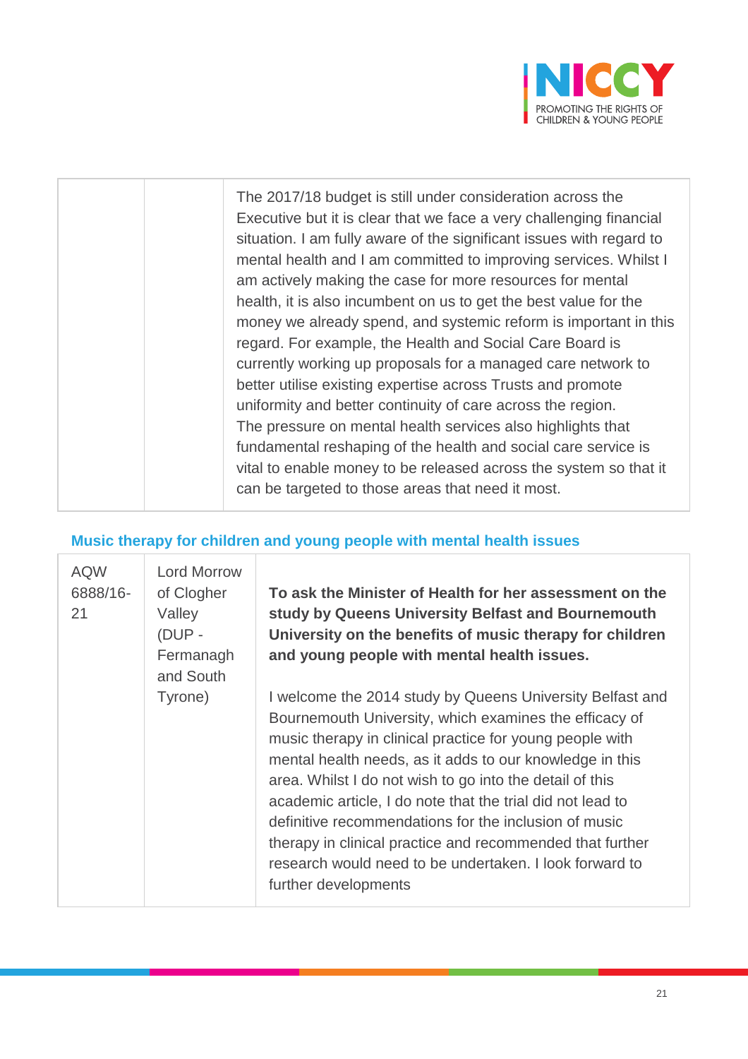| | | |
|---|---|---|
| | | The 2017/18 budget is still under consideration across the Executive but it is clear that we face a very challenging financial situation. I am fully aware of the significant issues with regard to mental health and I am committed to improving services. Whilst I am actively making the case for more resources for mental health, it is also incumbent on us to get the best value for the money we already spend, and systemic reform is important in this regard. For example, the Health and Social Care Board is currently working up proposals for a managed care network to better utilise existing expertise across Trusts and promote uniformity and better continuity of care across the region. The pressure on mental health services also highlights that fundamental reshaping of the health and social care service is vital to enable money to be released across the system so that it can be targeted to those areas that need it most. |

## Music therapy for children and young people with mental health issues

| | | |
|---|---|---|
| AQW 6888/16-21 | Lord Morrow of Clogher Valley (DUP - Fermanagh and South Tyrone) | **To ask the Minister of Health for her assessment on the study by Queens University Belfast and Bournemouth University on the benefits of music therapy for children and young people with mental health issues.**<br><br>I welcome the 2014 study by Queens University Belfast and Bournemouth University, which examines the efficacy of music therapy in clinical practice for young people with mental health needs, as it adds to our knowledge in this area. Whilst I do not wish to go into the detail of this academic article, I do note that the trial did not lead to definitive recommendations for the inclusion of music therapy in clinical practice and recommended that further research would need to be undertaken. I look forward to further developments |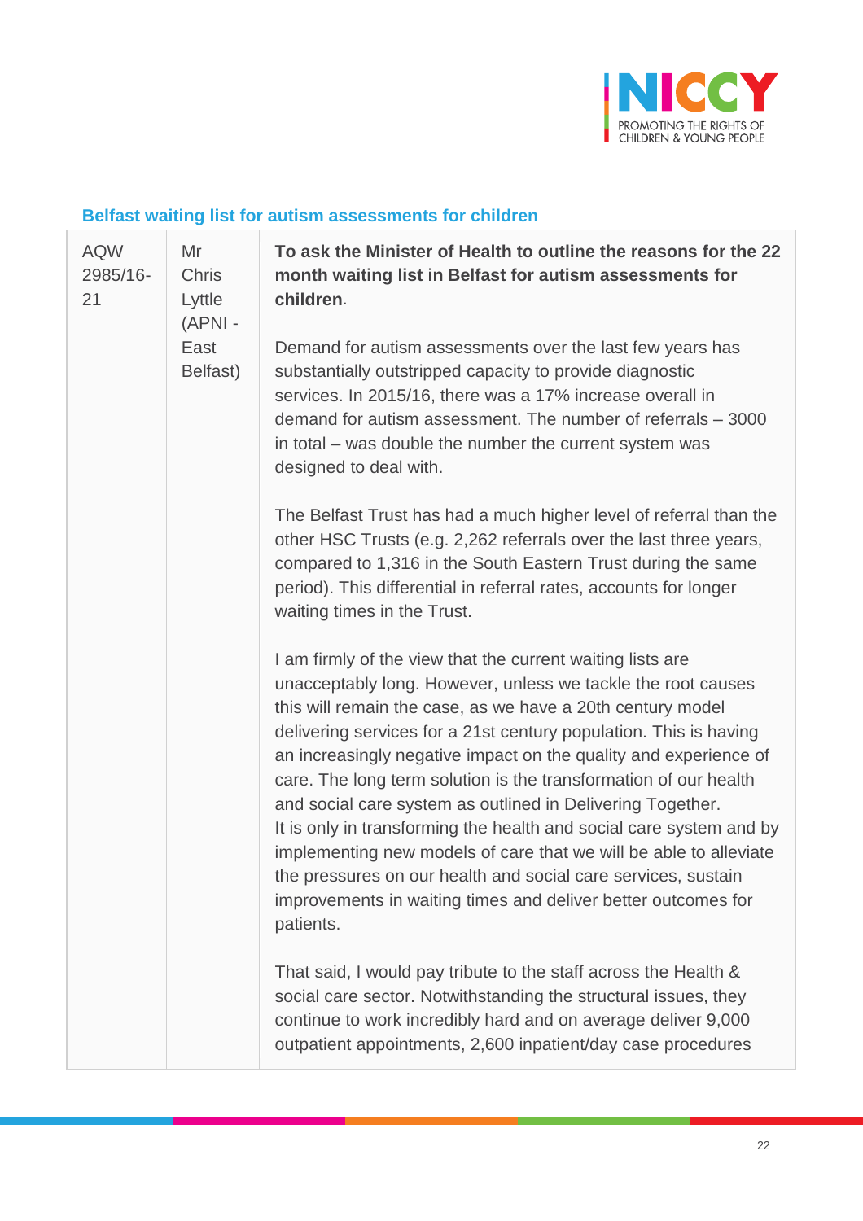### Belfast waiting list for autism assessments for children

| | | |
|---|---|---|
| AQW 2985/16-21 | Mr Chris Lyttle (APNI - East Belfast) | **To ask the Minister of Health to outline the reasons for the 22 month waiting list in Belfast for autism assessments for children**.<br><br>Demand for autism assessments over the last few years has substantially outstripped capacity to provide diagnostic services. In 2015/16, there was a 17% increase overall in demand for autism assessment. The number of referrals – 3000 in total – was double the number the current system was designed to deal with.<br><br>The Belfast Trust has had a much higher level of referral than the other HSC Trusts (e.g. 2,262 referrals over the last three years, compared to 1,316 in the South Eastern Trust during the same period). This differential in referral rates, accounts for longer waiting times in the Trust.<br><br>I am firmly of the view that the current waiting lists are unacceptably long. However, unless we tackle the root causes this will remain the case, as we have a 20th century model delivering services for a 21st century population. This is having an increasingly negative impact on the quality and experience of care. The long term solution is the transformation of our health and social care system as outlined in Delivering Together. It is only in transforming the health and social care system and by implementing new models of care that we will be able to alleviate the pressures on our health and social care services, sustain improvements in waiting times and deliver better outcomes for patients.<br><br>That said, I would pay tribute to the staff across the Health & social care sector. Notwithstanding the structural issues, they continue to work incredibly hard and on average deliver 9,000 outpatient appointments, 2,600 inpatient/day case procedures |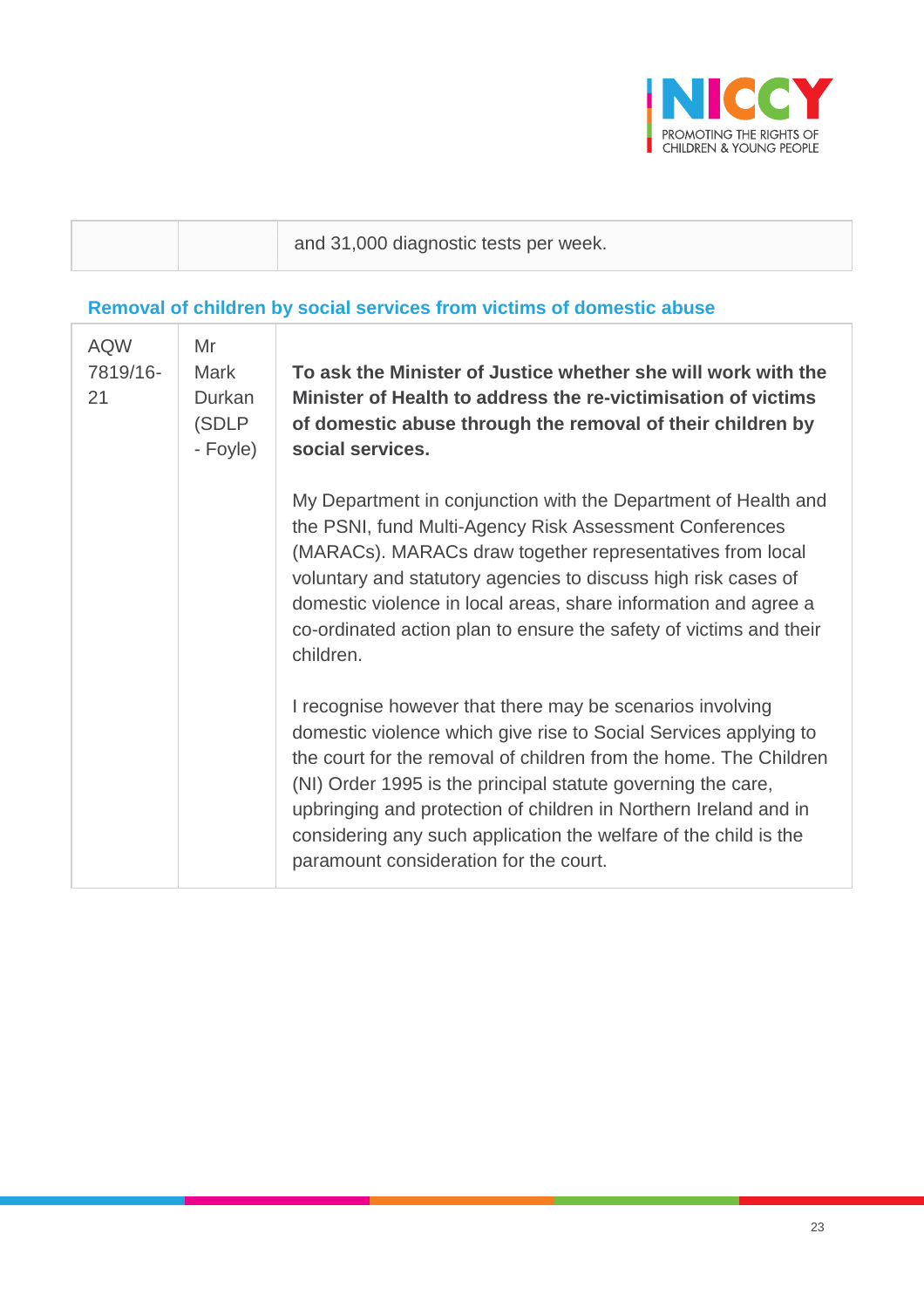| | | |
|---|---|---|
| | | and 31,000 diagnostic tests per week. |

### Removal of children by social services from victims of domestic abuse

| | | |
|---|---|---|
| AQW 7819/16-21 | Mr Mark Durkan (SDLP - Foyle) | **To ask the Minister of Justice whether she will work with the Minister of Health to address the re-victimisation of victims of domestic abuse through the removal of their children by social services.**<br><br>My Department in conjunction with the Department of Health and the PSNI, fund Multi-Agency Risk Assessment Conferences (MARACs). MARACs draw together representatives from local voluntary and statutory agencies to discuss high risk cases of domestic violence in local areas, share information and agree a co-ordinated action plan to ensure the safety of victims and their children.<br><br>I recognise however that there may be scenarios involving domestic violence which give rise to Social Services applying to the court for the removal of children from the home. The Children (NI) Order 1995 is the principal statute governing the care, upbringing and protection of children in Northern Ireland and in considering any such application the welfare of the child is the paramount consideration for the court. |